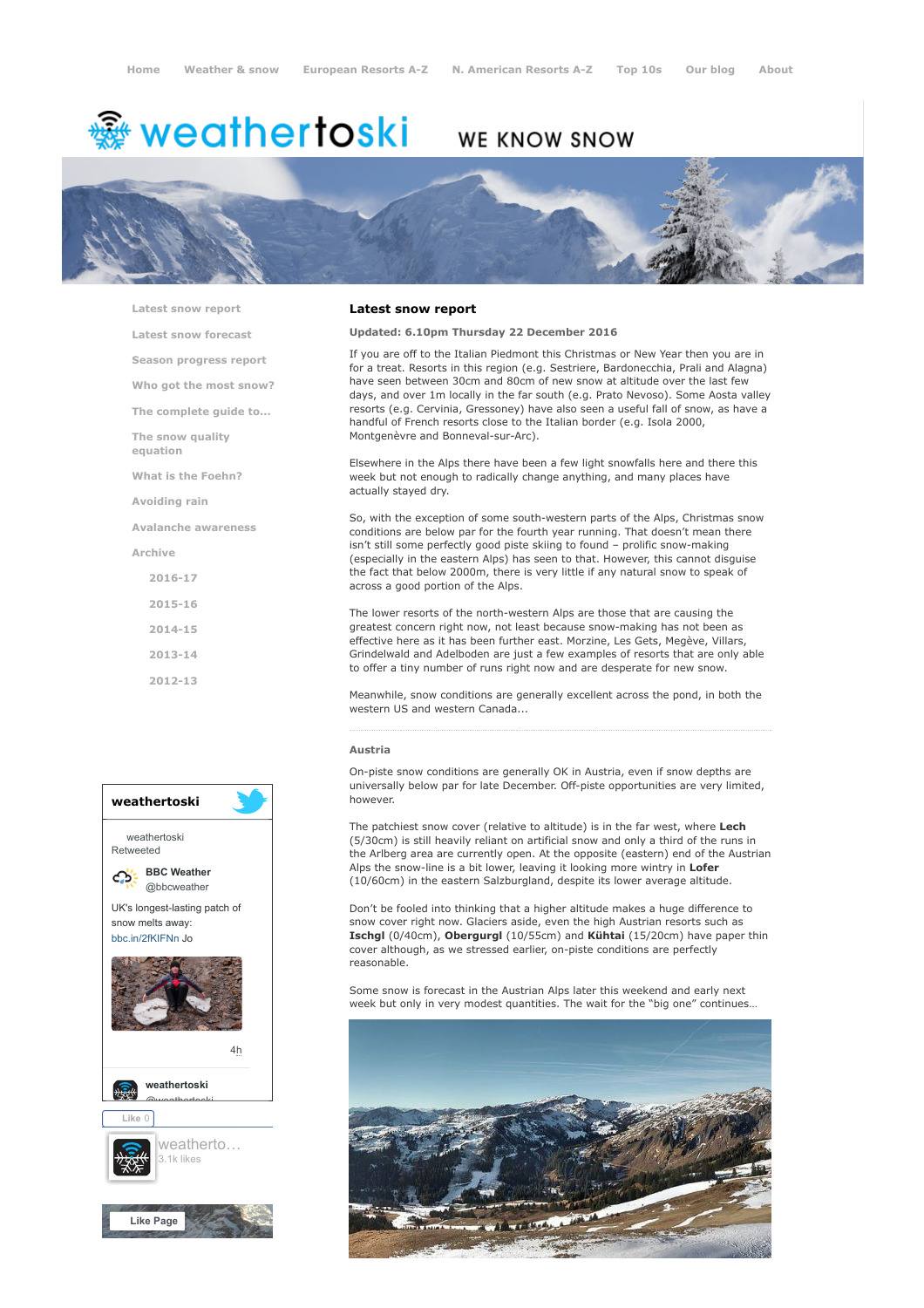Home Weather & snow European Resorts A-Z N. American Resorts A-Z Top 10s Our blog About

weathertoski WE KNOW SNOW

- Latest snow report
- Latest snow forecast
- Season progress report
- Who got the most snow?
- The complete guide to...
- The snow quality equation
- What is the Foehn?
- Avoiding rain
- Avalanche awareness
- Archive
  - 2016-17
  - 2015-16
  - 2014-15
  - 2013-14
  - 2012-13

## Latest snow report

**Updated: 6.10pm Thursday 22 December 2016**

If you are off to the Italian Piedmont this Christmas or New Year then you are in for a treat. Resorts in this region (e.g. Sestriere, Bardonecchia, Prali and Alagna) have seen between 30cm and 80cm of new snow at altitude over the last few days, and over 1m locally in the far south (e.g. Prato Nevoso). Some Aosta valley resorts (e.g. Cervinia, Gressoney) have also seen a useful fall of snow, as have a handful of French resorts close to the Italian border (e.g. Isola 2000, Montgenèvre and Bonneval-sur-Arc).

Elsewhere in the Alps there have been a few light snowfalls here and there this week but not enough to radically change anything, and many places have actually stayed dry.

So, with the exception of some south-western parts of the Alps, Christmas snow conditions are below par for the fourth year running. That doesn't mean there isn't still some perfectly good piste skiing to found – prolific snow-making (especially in the eastern Alps) has seen to that. However, this cannot disguise the fact that below 2000m, there is very little if any natural snow to speak of across a good portion of the Alps.

The lower resorts of the north-western Alps are those that are causing the greatest concern right now, not least because snow-making has not been as effective here as it has been further east. Morzine, Les Gets, Megève, Villars, Grindelwald and Adelboden are just a few examples of resorts that are only able to offer a tiny number of runs right now and are desperate for new snow.

Meanwhile, snow conditions are generally excellent across the pond, in both the western US and western Canada...

### Austria

On-piste snow conditions are generally OK in Austria, even if snow depths are universally below par for late December. Off-piste opportunities are very limited, however.

The patchiest snow cover (relative to altitude) is in the far west, where **Lech** (5/30cm) is still heavily reliant on artificial snow and only a third of the runs in the Arlberg area are currently open. At the opposite (eastern) end of the Austrian Alps the snow-line is a bit lower, leaving it looking more wintry in **Lofer** (10/60cm) in the eastern Salzburgland, despite its lower average altitude.

Don't be fooled into thinking that a higher altitude makes a huge difference to snow cover right now. Glaciers aside, even the high Austrian resorts such as **Ischgl** (0/40cm), **Obergurgl** (10/55cm) and **Kühtai** (15/20cm) have paper thin cover although, as we stressed earlier, on-piste conditions are perfectly reasonable.

Some snow is forecast in the Austrian Alps later this weekend and early next week but only in very modest quantities. The wait for the "big one" continues...

weathertoski

weathertoski Retweeted

BBC Weather @bbcweather

UK's longest-lasting patch of snow melts away: bbc.in/2fKIFNn Jo

4h

weathertoski @weathertoski

Like 0

weatherto... 3.1k likes

Like Page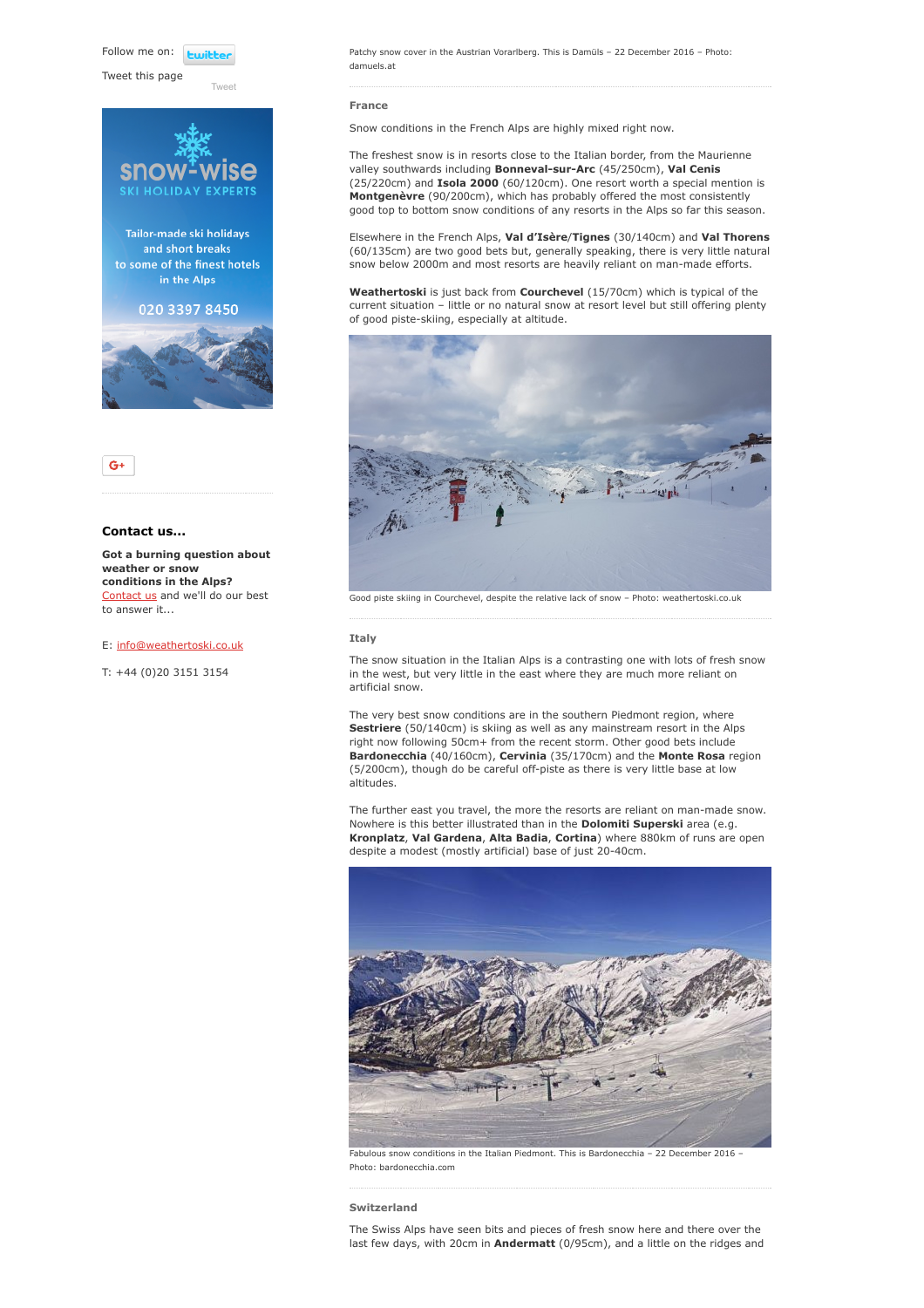Follow me on:

Tweet this page

Tweet

snow-wise SKI HOLIDAY EXPERTS

Tailor-made ski holidays and short breaks to some of the finest hotels in the Alps

020 3397 8450

### Contact us...

**Got a burning question about weather or snow conditions in the Alps?**
Contact us and we'll do our best to answer it...

E: info@weathertoski.co.uk

T: +44 (0)20 3151 3154

Patchy snow cover in the Austrian Vorarlberg. This is Damüls – 22 December 2016 – Photo: damuels.at

## France

Snow conditions in the French Alps are highly mixed right now.

The freshest snow is in resorts close to the Italian border, from the Maurienne valley southwards including **Bonneval-sur-Arc** (45/250cm), **Val Cenis** (25/220cm) and **Isola 2000** (60/120cm). One resort worth a special mention is **Montgenèvre** (90/200cm), which has probably offered the most consistently good top to bottom snow conditions of any resorts in the Alps so far this season.

Elsewhere in the French Alps, **Val d'Isère**/**Tignes** (30/140cm) and **Val Thorens** (60/135cm) are two good bets but, generally speaking, there is very little natural snow below 2000m and most resorts are heavily reliant on man-made efforts.

**Weathertoski** is just back from **Courchevel** (15/70cm) which is typical of the current situation – little or no natural snow at resort level but still offering plenty of good piste-skiing, especially at altitude.

Good piste skiing in Courchevel, despite the relative lack of snow – Photo: weathertoski.co.uk

## Italy

The snow situation in the Italian Alps is a contrasting one with lots of fresh snow in the west, but very little in the east where they are much more reliant on artificial snow.

The very best snow conditions are in the southern Piedmont region, where **Sestriere** (50/140cm) is skiing as well as any mainstream resort in the Alps right now following 50cm+ from the recent storm. Other good bets include **Bardonecchia** (40/160cm), **Cervinia** (35/170cm) and the **Monte Rosa** region (5/200cm), though do be careful off-piste as there is very little base at low altitudes.

The further east you travel, the more the resorts are reliant on man-made snow. Nowhere is this better illustrated than in the **Dolomiti Superski** area (e.g. **Kronplatz**, **Val Gardena**, **Alta Badia**, **Cortina**) where 880km of runs are open despite a modest (mostly artificial) base of just 20-40cm.

Fabulous snow conditions in the Italian Piedmont. This is Bardonecchia – 22 December 2016 – Photo: bardonecchia.com

## Switzerland

The Swiss Alps have seen bits and pieces of fresh snow here and there over the last few days, with 20cm in **Andermatt** (0/95cm), and a little on the ridges and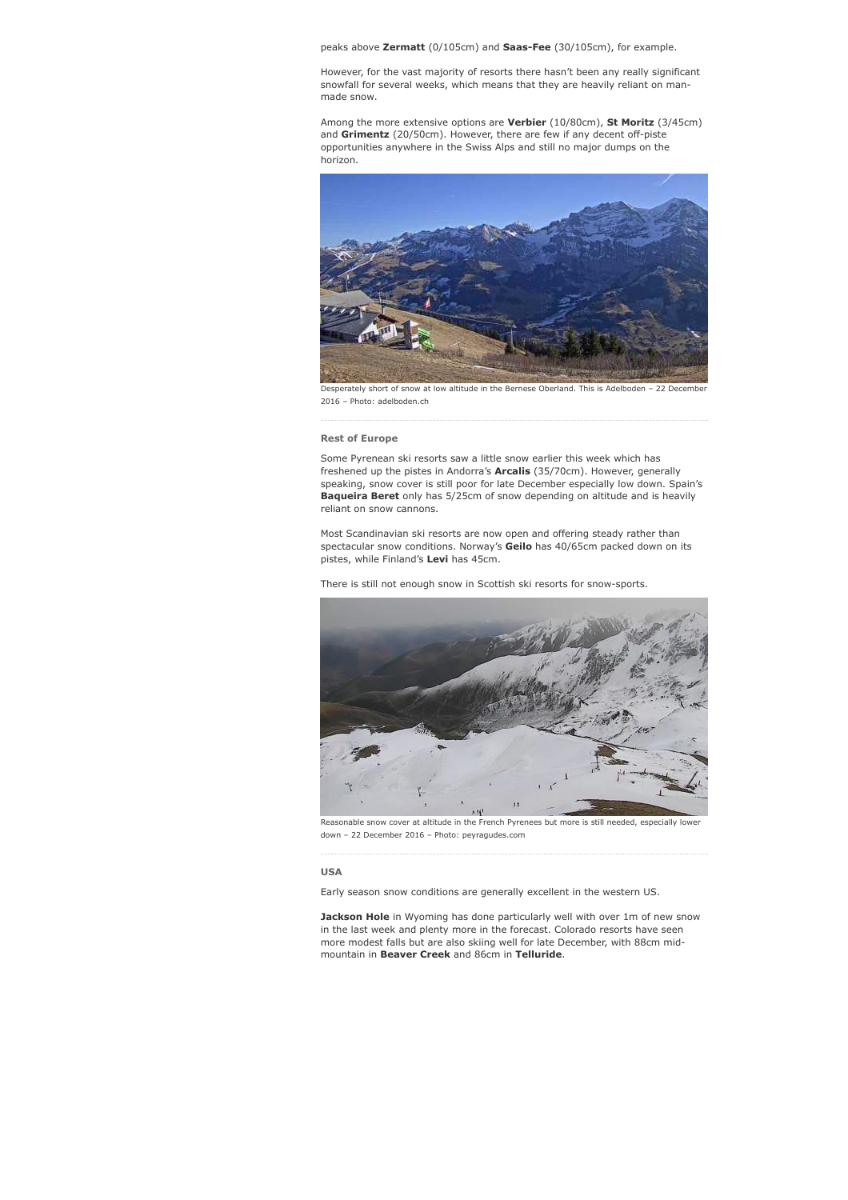peaks above **Zermatt** (0/105cm) and **Saas-Fee** (30/105cm), for example.

However, for the vast majority of resorts there hasn't been any really significant snowfall for several weeks, which means that they are heavily reliant on man-made snow.

Among the more extensive options are **Verbier** (10/80cm), **St Moritz** (3/45cm) and **Grimentz** (20/50cm). However, there are few if any decent off-piste opportunities anywhere in the Swiss Alps and still no major dumps on the horizon.

Desperately short of snow at low altitude in the Bernese Oberland. This is Adelboden – 22 December 2016 – Photo: adelboden.ch

### Rest of Europe

Some Pyrenean ski resorts saw a little snow earlier this week which has freshened up the pistes in Andorra's **Arcalis** (35/70cm). However, generally speaking, snow cover is still poor for late December especially low down. Spain's **Baqueira Beret** only has 5/25cm of snow depending on altitude and is heavily reliant on snow cannons.

Most Scandinavian ski resorts are now open and offering steady rather than spectacular snow conditions. Norway's **Geilo** has 40/65cm packed down on its pistes, while Finland's **Levi** has 45cm.

There is still not enough snow in Scottish ski resorts for snow-sports.

Reasonable snow cover at altitude in the French Pyrenees but more is still needed, especially lower down – 22 December 2016 – Photo: peyragudes.com

### USA

Early season snow conditions are generally excellent in the western US.

**Jackson Hole** in Wyoming has done particularly well with over 1m of new snow in the last week and plenty more in the forecast. Colorado resorts have seen more modest falls but are also skiing well for late December, with 88cm mid-mountain in **Beaver Creek** and 86cm in **Telluride**.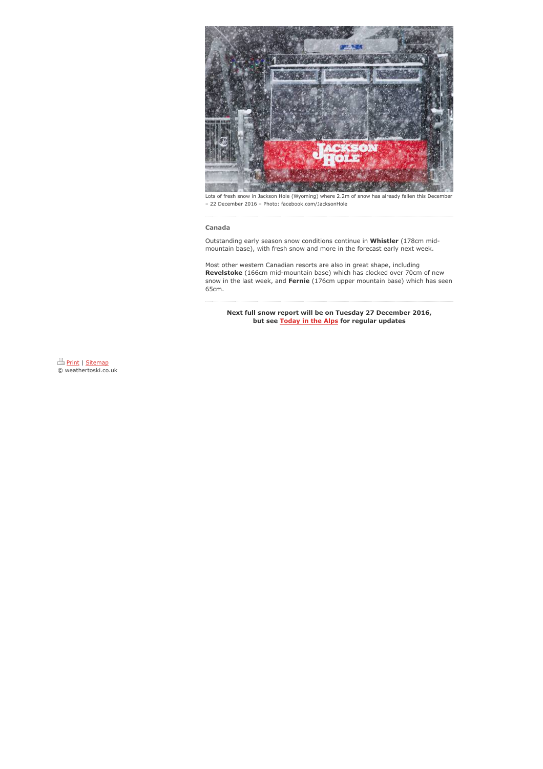Lots of fresh snow in Jackson Hole (Wyoming) where 2.2m of snow has already fallen this December – 22 December 2016 – Photo: facebook.com/JacksonHole

---

**Canada**

Outstanding early season snow conditions continue in **Whistler** (178cm mid-mountain base), with fresh snow and more in the forecast early next week.

Most other western Canadian resorts are also in great shape, including **Revelstoke** (166cm mid-mountain base) which has clocked over 70cm of new snow in the last week, and **Fernie** (176cm upper mountain base) which has seen 65cm.

---

**Next full snow report will be on Tuesday 27 December 2016, but see Today in the Alps for regular updates**

Print | Sitemap
© weathertoski.co.uk